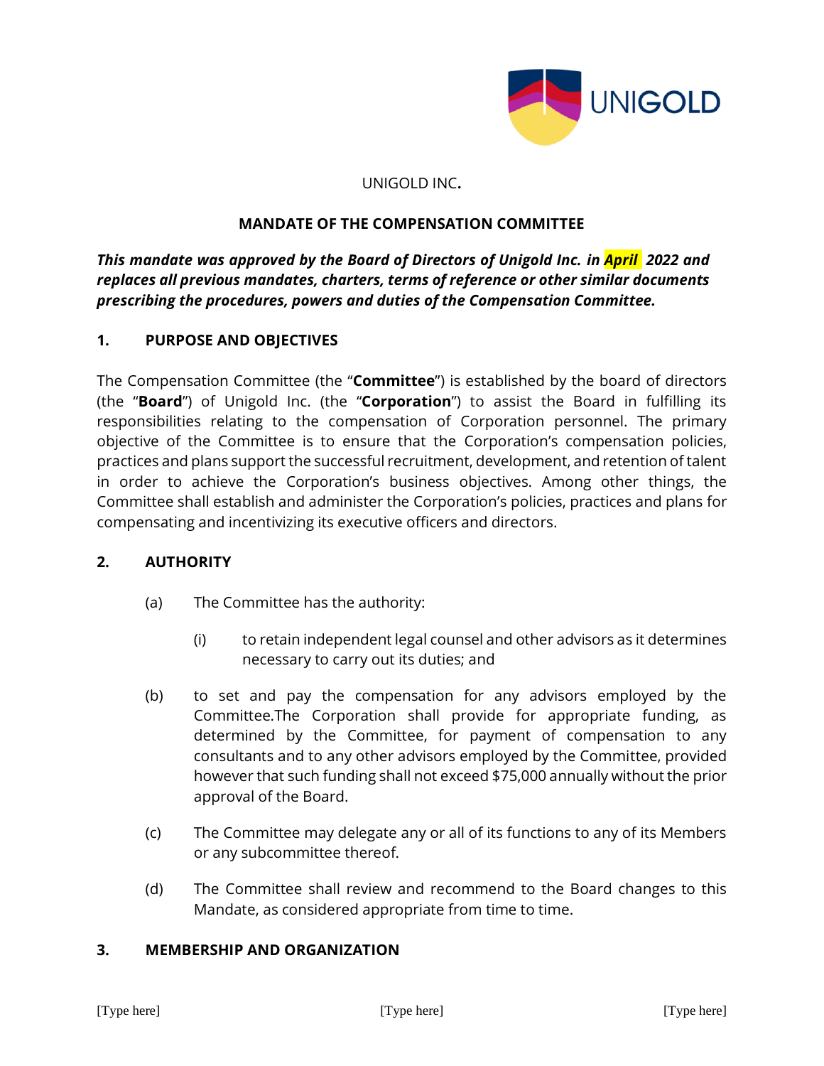UNIGOLD INC.

## MANDATE OF THE COMPENSATION COMMITTEE

***This mandate was approved by the Board of Directors of Unigold Inc. in April 2022 and replaces all previous mandates, charters, terms of reference or other similar documents prescribing the procedures, powers and duties of the Compensation Committee.***

### 1. PURPOSE AND OBJECTIVES

The Compensation Committee (the "**Committee**") is established by the board of directors (the "**Board**") of Unigold Inc. (the "**Corporation**") to assist the Board in fulfilling its responsibilities relating to the compensation of Corporation personnel. The primary objective of the Committee is to ensure that the Corporation's compensation policies, practices and plans support the successful recruitment, development, and retention of talent in order to achieve the Corporation's business objectives. Among other things, the Committee shall establish and administer the Corporation's policies, practices and plans for compensating and incentivizing its executive officers and directors.

### 2. AUTHORITY

(a) The Committee has the authority:

(i) to retain independent legal counsel and other advisors as it determines necessary to carry out its duties; and

(b) to set and pay the compensation for any advisors employed by the Committee.The Corporation shall provide for appropriate funding, as determined by the Committee, for payment of compensation to any consultants and to any other advisors employed by the Committee, provided however that such funding shall not exceed $75,000 annually without the prior approval of the Board.

(c) The Committee may delegate any or all of its functions to any of its Members or any subcommittee thereof.

(d) The Committee shall review and recommend to the Board changes to this Mandate, as considered appropriate from time to time.

### 3. MEMBERSHIP AND ORGANIZATION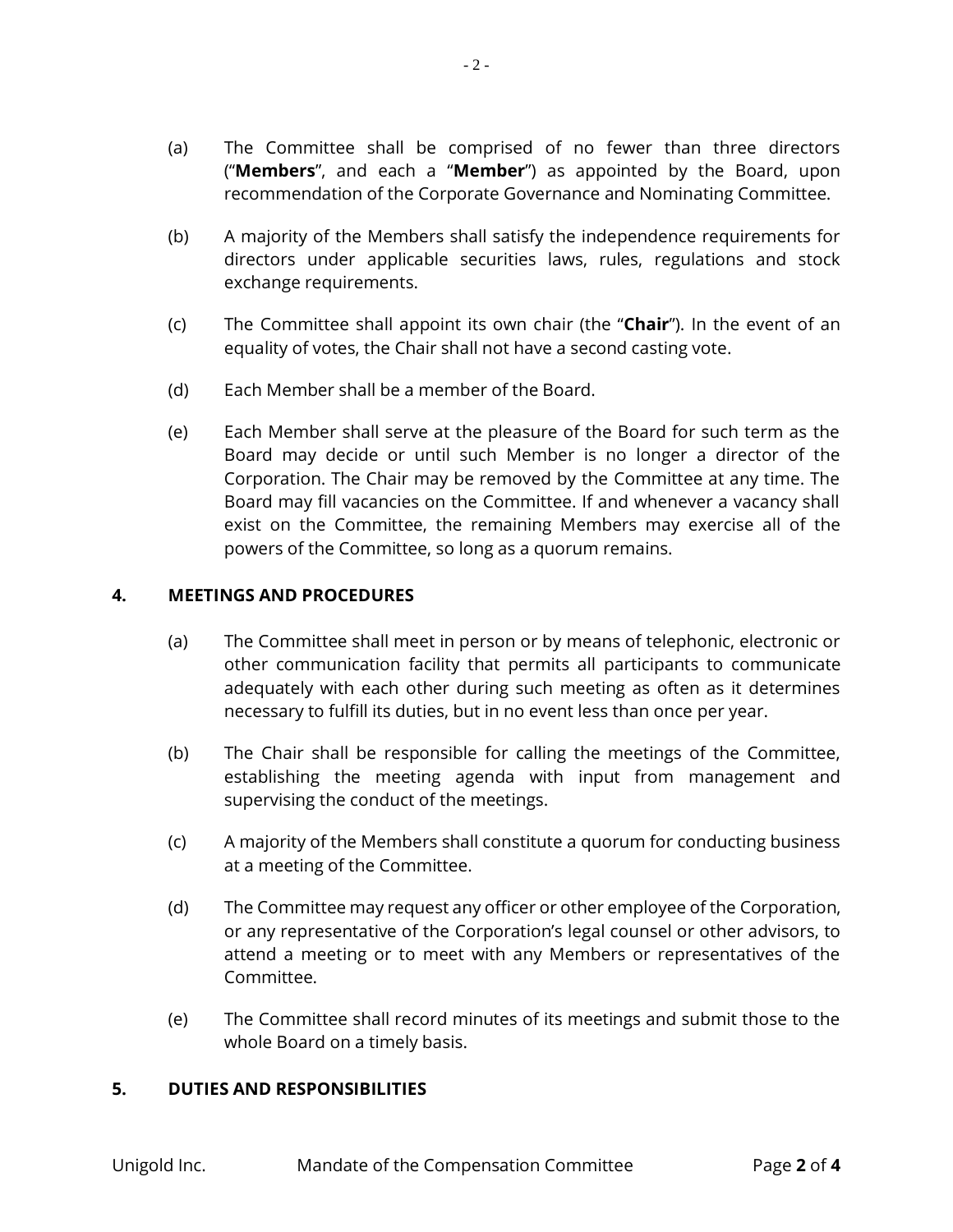(a) The Committee shall be comprised of no fewer than three directors (“**Members**”, and each a “**Member**”) as appointed by the Board, upon recommendation of the Corporate Governance and Nominating Committee.

(b) A majority of the Members shall satisfy the independence requirements for directors under applicable securities laws, rules, regulations and stock exchange requirements.

(c) The Committee shall appoint its own chair (the “**Chair**”). In the event of an equality of votes, the Chair shall not have a second casting vote.

(d) Each Member shall be a member of the Board.

(e) Each Member shall serve at the pleasure of the Board for such term as the Board may decide or until such Member is no longer a director of the Corporation. The Chair may be removed by the Committee at any time. The Board may fill vacancies on the Committee. If and whenever a vacancy shall exist on the Committee, the remaining Members may exercise all of the powers of the Committee, so long as a quorum remains.

## 4. MEETINGS AND PROCEDURES

(a) The Committee shall meet in person or by means of telephonic, electronic or other communication facility that permits all participants to communicate adequately with each other during such meeting as often as it determines necessary to fulfill its duties, but in no event less than once per year.

(b) The Chair shall be responsible for calling the meetings of the Committee, establishing the meeting agenda with input from management and supervising the conduct of the meetings.

(c) A majority of the Members shall constitute a quorum for conducting business at a meeting of the Committee.

(d) The Committee may request any officer or other employee of the Corporation, or any representative of the Corporation’s legal counsel or other advisors, to attend a meeting or to meet with any Members or representatives of the Committee.

(e) The Committee shall record minutes of its meetings and submit those to the whole Board on a timely basis.

## 5. DUTIES AND RESPONSIBILITIES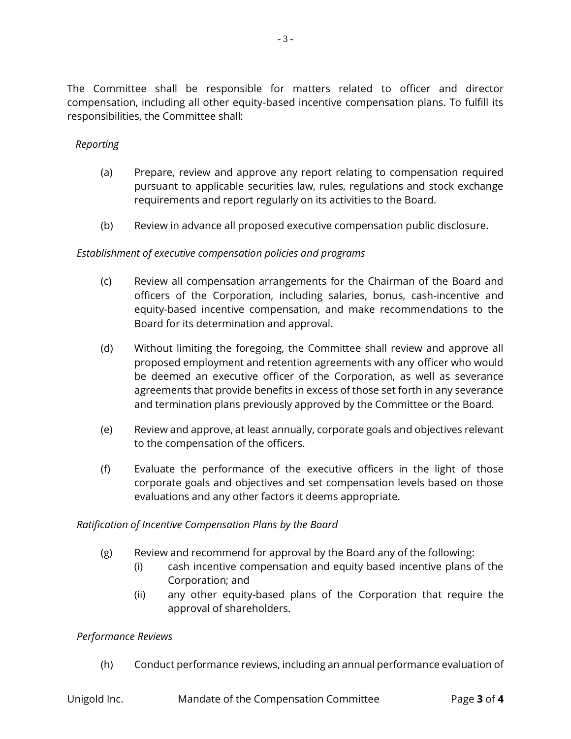The Committee shall be responsible for matters related to officer and director compensation, including all other equity-based incentive compensation plans. To fulfill its responsibilities, the Committee shall:

*Reporting*

(a) Prepare, review and approve any report relating to compensation required pursuant to applicable securities law, rules, regulations and stock exchange requirements and report regularly on its activities to the Board.

(b) Review in advance all proposed executive compensation public disclosure.

*Establishment of executive compensation policies and programs*

(c) Review all compensation arrangements for the Chairman of the Board and officers of the Corporation, including salaries, bonus, cash-incentive and equity-based incentive compensation, and make recommendations to the Board for its determination and approval.

(d) Without limiting the foregoing, the Committee shall review and approve all proposed employment and retention agreements with any officer who would be deemed an executive officer of the Corporation, as well as severance agreements that provide benefits in excess of those set forth in any severance and termination plans previously approved by the Committee or the Board.

(e) Review and approve, at least annually, corporate goals and objectives relevant to the compensation of the officers.

(f) Evaluate the performance of the executive officers in the light of those corporate goals and objectives and set compensation levels based on those evaluations and any other factors it deems appropriate.

*Ratification of Incentive Compensation Plans by the Board*

(g) Review and recommend for approval by the Board any of the following:
  (i) cash incentive compensation and equity based incentive plans of the Corporation; and
  (ii) any other equity-based plans of the Corporation that require the approval of shareholders.

*Performance Reviews*

(h) Conduct performance reviews, including an annual performance evaluation of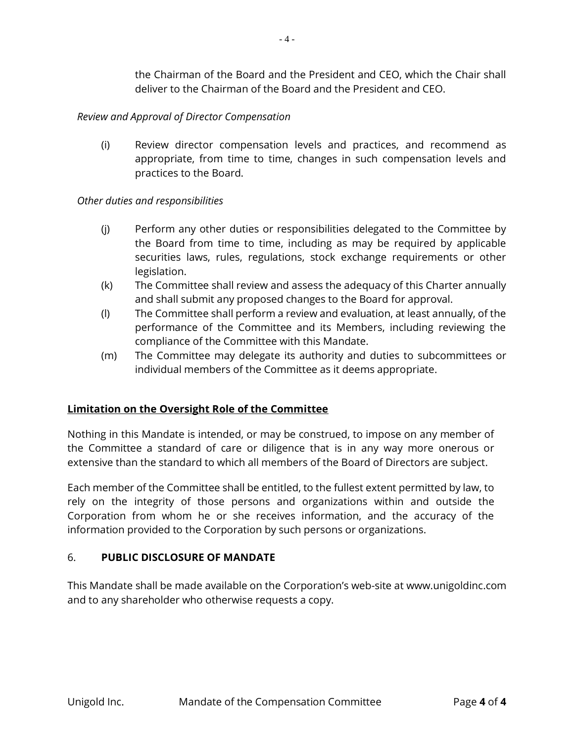the Chairman of the Board and the President and CEO, which the Chair shall deliver to the Chairman of the Board and the President and CEO.

*Review and Approval of Director Compensation*

(i) Review director compensation levels and practices, and recommend as appropriate, from time to time, changes in such compensation levels and practices to the Board.

*Other duties and responsibilities*

(j) Perform any other duties or responsibilities delegated to the Committee by the Board from time to time, including as may be required by applicable securities laws, rules, regulations, stock exchange requirements or other legislation.

(k) The Committee shall review and assess the adequacy of this Charter annually and shall submit any proposed changes to the Board for approval.

(l) The Committee shall perform a review and evaluation, at least annually, of the performance of the Committee and its Members, including reviewing the compliance of the Committee with this Mandate.

(m) The Committee may delegate its authority and duties to subcommittees or individual members of the Committee as it deems appropriate.

**<u>Limitation on the Oversight Role of the Committee</u>**

Nothing in this Mandate is intended, or may be construed, to impose on any member of the Committee a standard of care or diligence that is in any way more onerous or extensive than the standard to which all members of the Board of Directors are subject.

Each member of the Committee shall be entitled, to the fullest extent permitted by law, to rely on the integrity of those persons and organizations within and outside the Corporation from whom he or she receives information, and the accuracy of the information provided to the Corporation by such persons or organizations.

## 6. PUBLIC DISCLOSURE OF MANDATE

This Mandate shall be made available on the Corporation's web-site at www.unigoldinc.com and to any shareholder who otherwise requests a copy.